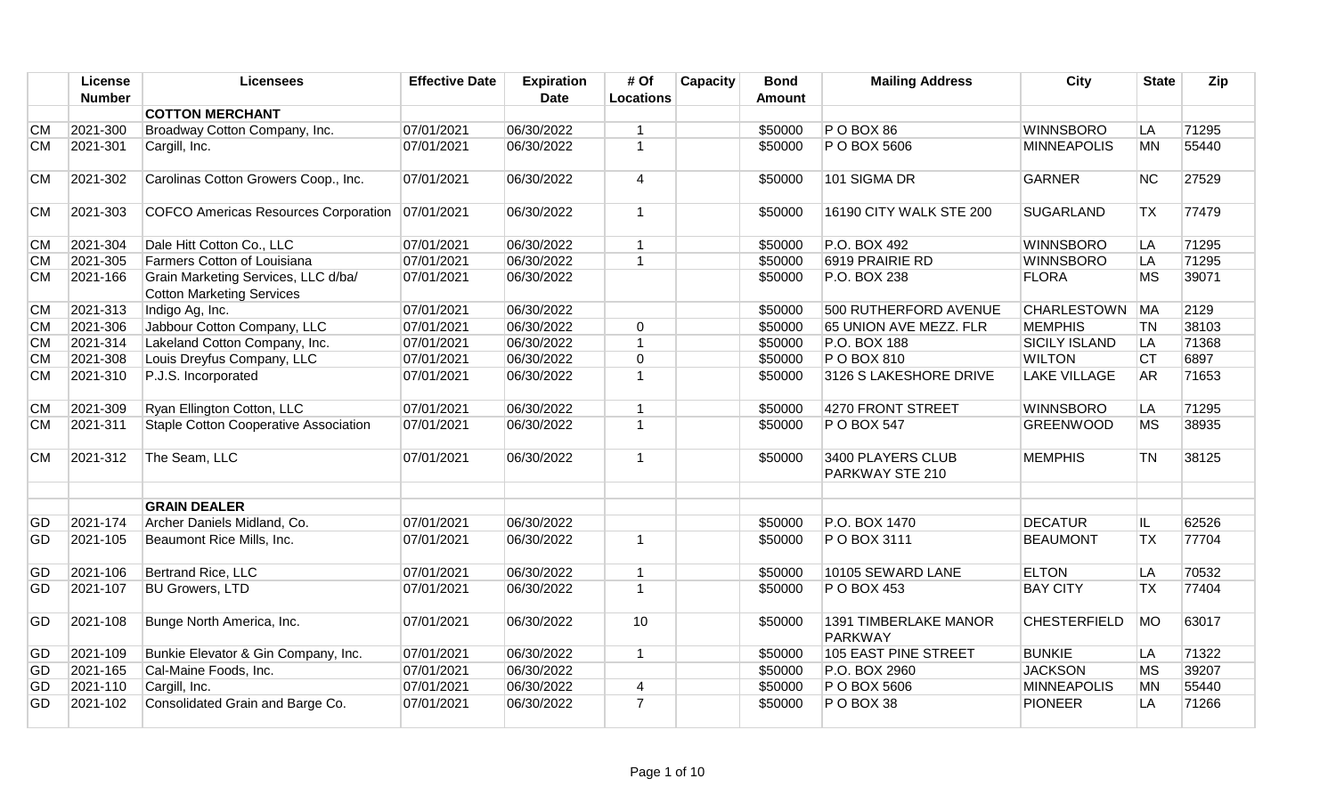| | License Number | Licensees | Effective Date | Expiration Date | # Of Locations | Capacity | Bond Amount | Mailing Address | City | State | Zip |
|---|---|---|---|---|---|---|---|---|---|---|---|
| | | **COTTON MERCHANT** | | | | | | | | | |
| CM | 2021-300 | Broadway Cotton Company, Inc. | 07/01/2021 | 06/30/2022 | 1 | | $50000 | P O BOX 86 | WINNSBORO | LA | 71295 |
| CM | 2021-301 | Cargill, Inc. | 07/01/2021 | 06/30/2022 | 1 | | $50000 | P O BOX 5606 | MINNEAPOLIS | MN | 55440 |
| CM | 2021-302 | Carolinas Cotton Growers Coop., Inc. | 07/01/2021 | 06/30/2022 | 4 | | $50000 | 101 SIGMA DR | GARNER | NC | 27529 |
| CM | 2021-303 | COFCO Americas Resources Corporation | 07/01/2021 | 06/30/2022 | 1 | | $50000 | 16190 CITY WALK STE 200 | SUGARLAND | TX | 77479 |
| CM | 2021-304 | Dale Hitt Cotton Co., LLC | 07/01/2021 | 06/30/2022 | 1 | | $50000 | P.O. BOX 492 | WINNSBORO | LA | 71295 |
| CM | 2021-305 | Farmers Cotton of Louisiana | 07/01/2021 | 06/30/2022 | 1 | | $50000 | 6919 PRAIRIE RD | WINNSBORO | LA | 71295 |
| CM | 2021-166 | Grain Marketing Services, LLC d/ba/ Cotton Marketing Services | 07/01/2021 | 06/30/2022 | | | $50000 | P.O. BOX 238 | FLORA | MS | 39071 |
| CM | 2021-313 | Indigo Ag, Inc. | 07/01/2021 | 06/30/2022 | | | $50000 | 500 RUTHERFORD AVENUE | CHARLESTOWN | MA | 2129 |
| CM | 2021-306 | Jabbour Cotton Company, LLC | 07/01/2021 | 06/30/2022 | 0 | | $50000 | 65 UNION AVE MEZZ. FLR | MEMPHIS | TN | 38103 |
| CM | 2021-314 | Lakeland Cotton Company, Inc. | 07/01/2021 | 06/30/2022 | 1 | | $50000 | P.O. BOX 188 | SICILY ISLAND | LA | 71368 |
| CM | 2021-308 | Louis Dreyfus Company, LLC | 07/01/2021 | 06/30/2022 | 0 | | $50000 | P O BOX 810 | WILTON | CT | 6897 |
| CM | 2021-310 | P.J.S. Incorporated | 07/01/2021 | 06/30/2022 | 1 | | $50000 | 3126 S LAKESHORE DRIVE | LAKE VILLAGE | AR | 71653 |
| CM | 2021-309 | Ryan Ellington Cotton, LLC | 07/01/2021 | 06/30/2022 | 1 | | $50000 | 4270 FRONT STREET | WINNSBORO | LA | 71295 |
| CM | 2021-311 | Staple Cotton Cooperative Association | 07/01/2021 | 06/30/2022 | 1 | | $50000 | P O BOX 547 | GREENWOOD | MS | 38935 |
| CM | 2021-312 | The Seam, LLC | 07/01/2021 | 06/30/2022 | 1 | | $50000 | 3400 PLAYERS CLUB PARKWAY STE 210 | MEMPHIS | TN | 38125 |
| | | | | | | | | | | | |
| | | **GRAIN DEALER** | | | | | | | | | |
| GD | 2021-174 | Archer Daniels Midland, Co. | 07/01/2021 | 06/30/2022 | | | $50000 | P.O. BOX 1470 | DECATUR | IL | 62526 |
| GD | 2021-105 | Beaumont Rice Mills, Inc. | 07/01/2021 | 06/30/2022 | 1 | | $50000 | P O BOX 3111 | BEAUMONT | TX | 77704 |
| GD | 2021-106 | Bertrand Rice, LLC | 07/01/2021 | 06/30/2022 | 1 | | $50000 | 10105 SEWARD LANE | ELTON | LA | 70532 |
| GD | 2021-107 | BU Growers, LTD | 07/01/2021 | 06/30/2022 | 1 | | $50000 | P O BOX 453 | BAY CITY | TX | 77404 |
| GD | 2021-108 | Bunge North America, Inc. | 07/01/2021 | 06/30/2022 | 10 | | $50000 | 1391 TIMBERLAKE MANOR PARKWAY | CHESTERFIELD | MO | 63017 |
| GD | 2021-109 | Bunkie Elevator & Gin Company, Inc. | 07/01/2021 | 06/30/2022 | 1 | | $50000 | 105 EAST PINE STREET | BUNKIE | LA | 71322 |
| GD | 2021-165 | Cal-Maine Foods, Inc. | 07/01/2021 | 06/30/2022 | | | $50000 | P.O. BOX 2960 | JACKSON | MS | 39207 |
| GD | 2021-110 | Cargill, Inc. | 07/01/2021 | 06/30/2022 | 4 | | $50000 | P O BOX 5606 | MINNEAPOLIS | MN | 55440 |
| GD | 2021-102 | Consolidated Grain and Barge Co. | 07/01/2021 | 06/30/2022 | 7 | | $50000 | P O BOX 38 | PIONEER | LA | 71266 |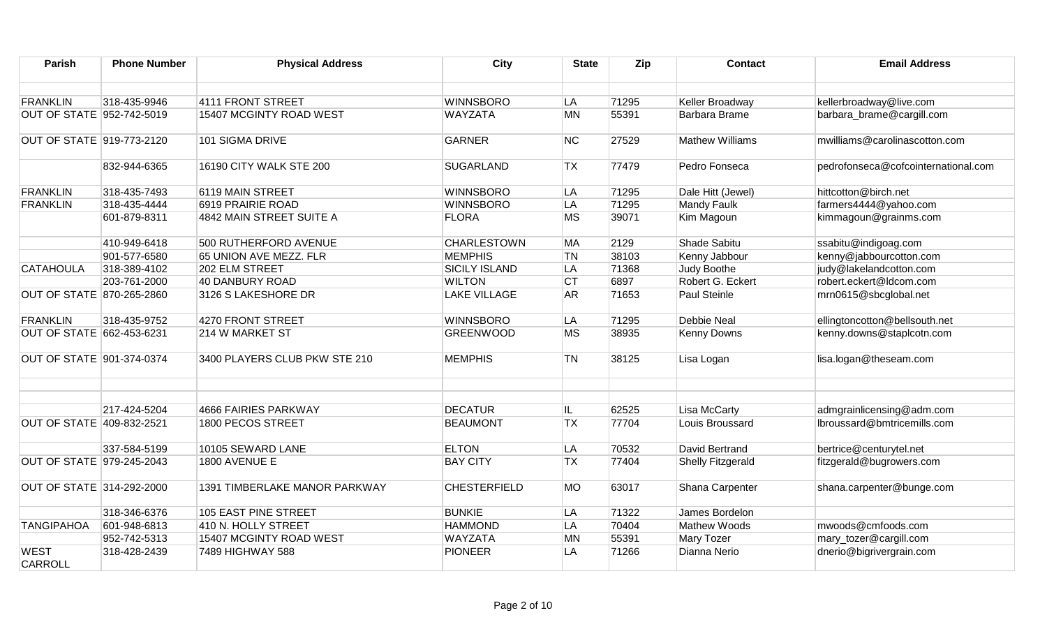| Parish | Phone Number | Physical Address | City | State | Zip | Contact | Email Address |
|---|---|---|---|---|---|---|---|
| | | | | | | | |
| FRANKLIN | 318-435-9946 | 4111 FRONT STREET | WINNSBORO | LA | 71295 | Keller Broadway | kellerbroadway@live.com |
| OUT OF STATE | 952-742-5019 | 15407 MCGINTY ROAD WEST | WAYZATA | MN | 55391 | Barbara Brame | barbara_brame@cargill.com |
| OUT OF STATE | 919-773-2120 | 101 SIGMA DRIVE | GARNER | NC | 27529 | Mathew Williams | mwilliams@carolinascotton.com |
| | 832-944-6365 | 16190 CITY WALK STE 200 | SUGARLAND | TX | 77479 | Pedro Fonseca | pedrofonseca@cofcointernational.com |
| FRANKLIN | 318-435-7493 | 6119 MAIN STREET | WINNSBORO | LA | 71295 | Dale Hitt (Jewel) | hittcotton@birch.net |
| FRANKLIN | 318-435-4444 | 6919 PRAIRIE ROAD | WINNSBORO | LA | 71295 | Mandy Faulk | farmers4444@yahoo.com |
| | 601-879-8311 | 4842 MAIN STREET SUITE A | FLORA | MS | 39071 | Kim Magoun | kimmagoun@grainms.com |
| | 410-949-6418 | 500 RUTHERFORD AVENUE | CHARLESTOWN | MA | 2129 | Shade Sabitu | ssabitu@indigoag.com |
| | 901-577-6580 | 65 UNION AVE MEZZ. FLR | MEMPHIS | TN | 38103 | Kenny Jabbour | kenny@jabbourcotton.com |
| CATAHOULA | 318-389-4102 | 202 ELM STREET | SICILY ISLAND | LA | 71368 | Judy Boothe | judy@lakelandcotton.com |
| | 203-761-2000 | 40 DANBURY ROAD | WILTON | CT | 6897 | Robert G. Eckert | robert.eckert@ldcom.com |
| OUT OF STATE | 870-265-2860 | 3126 S LAKESHORE DR | LAKE VILLAGE | AR | 71653 | Paul Steinle | mrn0615@sbcglobal.net |
| FRANKLIN | 318-435-9752 | 4270 FRONT STREET | WINNSBORO | LA | 71295 | Debbie Neal | ellingtoncotton@bellsouth.net |
| OUT OF STATE | 662-453-6231 | 214 W MARKET ST | GREENWOOD | MS | 38935 | Kenny Downs | kenny.downs@staplcotn.com |
| OUT OF STATE | 901-374-0374 | 3400 PLAYERS CLUB PKW STE 210 | MEMPHIS | TN | 38125 | Lisa Logan | lisa.logan@theseam.com |
| | | | | | | | |
| | | | | | | | |
| | 217-424-5204 | 4666 FAIRIES PARKWAY | DECATUR | IL | 62525 | Lisa McCarty | admgrainlicensing@adm.com |
| OUT OF STATE | 409-832-2521 | 1800 PECOS STREET | BEAUMONT | TX | 77704 | Louis Broussard | lbroussard@bmtricemills.com |
| | 337-584-5199 | 10105 SEWARD LANE | ELTON | LA | 70532 | David Bertrand | bertrice@centurytel.net |
| OUT OF STATE | 979-245-2043 | 1800 AVENUE E | BAY CITY | TX | 77404 | Shelly Fitzgerald | fitzgerald@bugrowers.com |
| OUT OF STATE | 314-292-2000 | 1391 TIMBERLAKE MANOR PARKWAY | CHESTERFIELD | MO | 63017 | Shana Carpenter | shana.carpenter@bunge.com |
| | 318-346-6376 | 105 EAST PINE STREET | BUNKIE | LA | 71322 | James Bordelon | |
| TANGIPAHOA | 601-948-6813 | 410 N. HOLLY STREET | HAMMOND | LA | 70404 | Mathew Woods | mwoods@cmfoods.com |
| | 952-742-5313 | 15407 MCGINTY ROAD WEST | WAYZATA | MN | 55391 | Mary Tozer | mary_tozer@cargill.com |
| WEST CARROLL | 318-428-2439 | 7489 HIGHWAY 588 | PIONEER | LA | 71266 | Dianna Nerio | dnerio@bigrivergrain.com |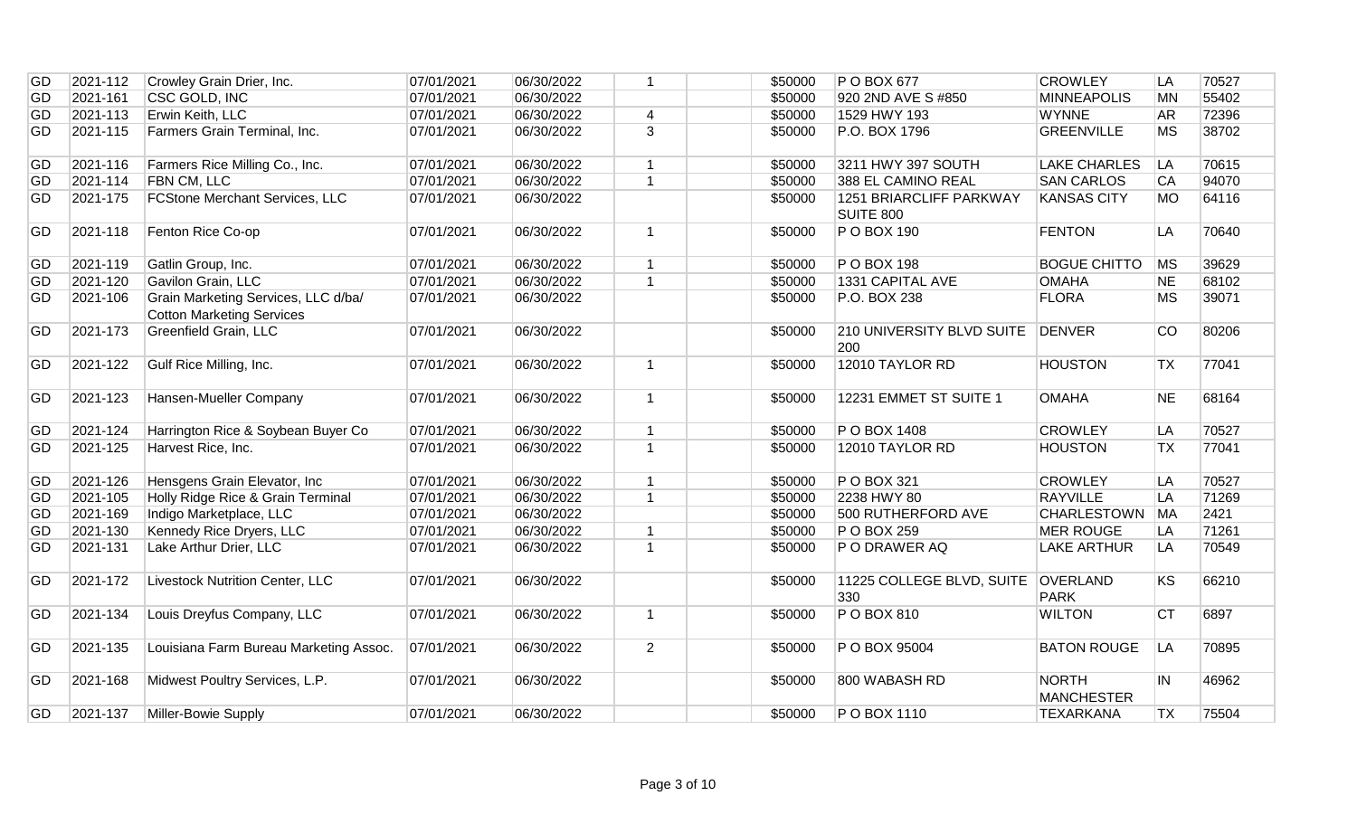| | | | | | | | | | | | |
|---|---|---|---|---|---|---|---|---|---|---|---|
| GD | 2021-112 | Crowley Grain Drier, Inc. | 07/01/2021 | 06/30/2022 | 1 | | \$50000 | P O BOX 677 | CROWLEY | LA | 70527 |
| GD | 2021-161 | CSC GOLD, INC | 07/01/2021 | 06/30/2022 | | | \$50000 | 920 2ND AVE S #850 | MINNEAPOLIS | MN | 55402 |
| GD | 2021-113 | Erwin Keith, LLC | 07/01/2021 | 06/30/2022 | 4 | | \$50000 | 1529 HWY 193 | WYNNE | AR | 72396 |
| GD | 2021-115 | Farmers Grain Terminal, Inc. | 07/01/2021 | 06/30/2022 | 3 | | \$50000 | P.O. BOX 1796 | GREENVILLE | MS | 38702 |
| GD | 2021-116 | Farmers Rice Milling Co., Inc. | 07/01/2021 | 06/30/2022 | 1 | | \$50000 | 3211 HWY 397 SOUTH | LAKE CHARLES | LA | 70615 |
| GD | 2021-114 | FBN CM, LLC | 07/01/2021 | 06/30/2022 | 1 | | \$50000 | 388 EL CAMINO REAL | SAN CARLOS | CA | 94070 |
| GD | 2021-175 | FCStone Merchant Services, LLC | 07/01/2021 | 06/30/2022 | | | \$50000 | 1251 BRIARCLIFF PARKWAY SUITE 800 | KANSAS CITY | MO | 64116 |
| GD | 2021-118 | Fenton Rice Co-op | 07/01/2021 | 06/30/2022 | 1 | | \$50000 | P O BOX 190 | FENTON | LA | 70640 |
| GD | 2021-119 | Gatlin Group, Inc. | 07/01/2021 | 06/30/2022 | 1 | | \$50000 | P O BOX 198 | BOGUE CHITTO | MS | 39629 |
| GD | 2021-120 | Gavilon Grain, LLC | 07/01/2021 | 06/30/2022 | 1 | | \$50000 | 1331 CAPITAL AVE | OMAHA | NE | 68102 |
| GD | 2021-106 | Grain Marketing Services, LLC d/ba/ Cotton Marketing Services | 07/01/2021 | 06/30/2022 | | | \$50000 | P.O. BOX 238 | FLORA | MS | 39071 |
| GD | 2021-173 | Greenfield Grain, LLC | 07/01/2021 | 06/30/2022 | | | \$50000 | 210 UNIVERSITY BLVD SUITE 200 | DENVER | CO | 80206 |
| GD | 2021-122 | Gulf Rice Milling, Inc. | 07/01/2021 | 06/30/2022 | 1 | | \$50000 | 12010 TAYLOR RD | HOUSTON | TX | 77041 |
| GD | 2021-123 | Hansen-Mueller Company | 07/01/2021 | 06/30/2022 | 1 | | \$50000 | 12231 EMMET ST SUITE 1 | OMAHA | NE | 68164 |
| GD | 2021-124 | Harrington Rice & Soybean Buyer Co | 07/01/2021 | 06/30/2022 | 1 | | \$50000 | P O BOX 1408 | CROWLEY | LA | 70527 |
| GD | 2021-125 | Harvest Rice, Inc. | 07/01/2021 | 06/30/2022 | 1 | | \$50000 | 12010 TAYLOR RD | HOUSTON | TX | 77041 |
| GD | 2021-126 | Hensgens Grain Elevator, Inc | 07/01/2021 | 06/30/2022 | 1 | | \$50000 | P O BOX 321 | CROWLEY | LA | 70527 |
| GD | 2021-105 | Holly Ridge Rice & Grain Terminal | 07/01/2021 | 06/30/2022 | 1 | | \$50000 | 2238 HWY 80 | RAYVILLE | LA | 71269 |
| GD | 2021-169 | Indigo Marketplace, LLC | 07/01/2021 | 06/30/2022 | | | \$50000 | 500 RUTHERFORD AVE | CHARLESTOWN | MA | 2421 |
| GD | 2021-130 | Kennedy Rice Dryers, LLC | 07/01/2021 | 06/30/2022 | 1 | | \$50000 | P O BOX 259 | MER ROUGE | LA | 71261 |
| GD | 2021-131 | Lake Arthur Drier, LLC | 07/01/2021 | 06/30/2022 | 1 | | \$50000 | P O DRAWER AQ | LAKE ARTHUR | LA | 70549 |
| GD | 2021-172 | Livestock Nutrition Center, LLC | 07/01/2021 | 06/30/2022 | | | \$50000 | 11225 COLLEGE BLVD, SUITE 330 | OVERLAND PARK | KS | 66210 |
| GD | 2021-134 | Louis Dreyfus Company, LLC | 07/01/2021 | 06/30/2022 | 1 | | \$50000 | P O BOX 810 | WILTON | CT | 6897 |
| GD | 2021-135 | Louisiana Farm Bureau Marketing Assoc. | 07/01/2021 | 06/30/2022 | 2 | | \$50000 | P O BOX 95004 | BATON ROUGE | LA | 70895 |
| GD | 2021-168 | Midwest Poultry Services, L.P. | 07/01/2021 | 06/30/2022 | | | \$50000 | 800 WABASH RD | NORTH MANCHESTER | IN | 46962 |
| GD | 2021-137 | Miller-Bowie Supply | 07/01/2021 | 06/30/2022 | | | \$50000 | P O BOX 1110 | TEXARKANA | TX | 75504 |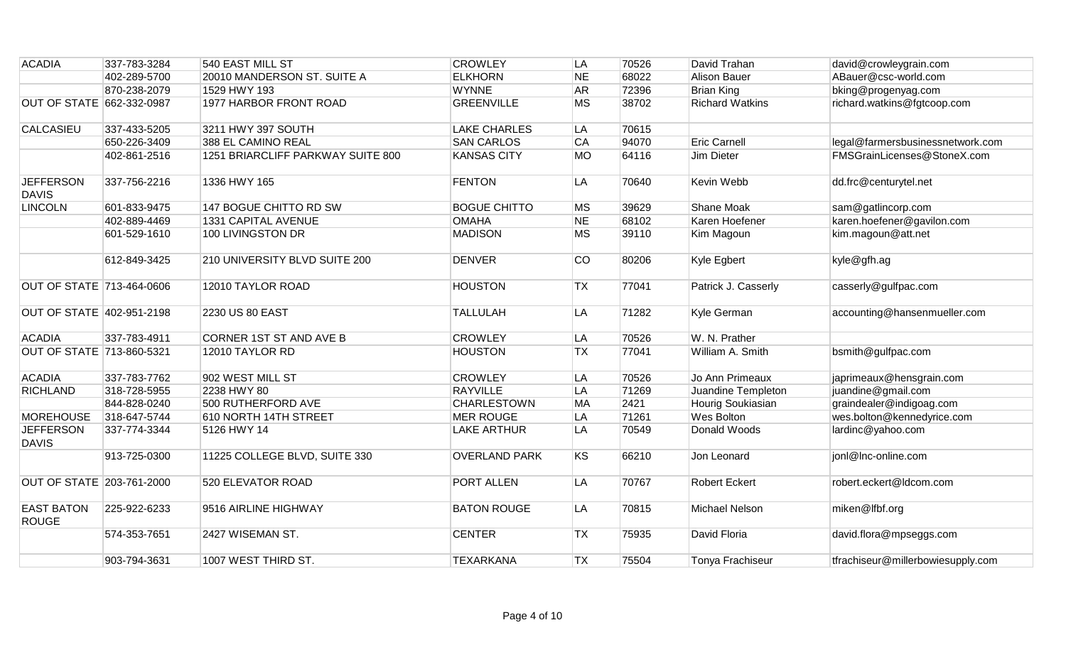| | | | | | | | |
|---|---|---|---|---|---|---|---|
| ACADIA | 337-783-3284 | 540 EAST MILL ST | CROWLEY | LA | 70526 | David Trahan | david@crowleygrain.com |
| | 402-289-5700 | 20010 MANDERSON ST. SUITE A | ELKHORN | NE | 68022 | Alison Bauer | ABauer@csc-world.com |
| | 870-238-2079 | 1529 HWY 193 | WYNNE | AR | 72396 | Brian King | bking@progenyag.com |
| OUT OF STATE | 662-332-0987 | 1977 HARBOR FRONT ROAD | GREENVILLE | MS | 38702 | Richard Watkins | richard.watkins@fgtcoop.com |
| CALCASIEU | 337-433-5205 | 3211 HWY 397 SOUTH | LAKE CHARLES | LA | 70615 | | |
| | 650-226-3409 | 388 EL CAMINO REAL | SAN CARLOS | CA | 94070 | Eric Carnell | legal@farmersbusinessnetwork.com |
| | 402-861-2516 | 1251 BRIARCLIFF PARKWAY SUITE 800 | KANSAS CITY | MO | 64116 | Jim Dieter | FMSGrainLicenses@StoneX.com |
| JEFFERSON DAVIS | 337-756-2216 | 1336 HWY 165 | FENTON | LA | 70640 | Kevin Webb | dd.frc@centurytel.net |
| LINCOLN | 601-833-9475 | 147 BOGUE CHITTO RD SW | BOGUE CHITTO | MS | 39629 | Shane Moak | sam@gatlincorp.com |
| | 402-889-4469 | 1331 CAPITAL AVENUE | OMAHA | NE | 68102 | Karen Hoefener | karen.hoefener@gavilon.com |
| | 601-529-1610 | 100 LIVINGSTON DR | MADISON | MS | 39110 | Kim Magoun | kim.magoun@att.net |
| | 612-849-3425 | 210 UNIVERSITY BLVD SUITE 200 | DENVER | CO | 80206 | Kyle Egbert | kyle@gfh.ag |
| OUT OF STATE | 713-464-0606 | 12010 TAYLOR ROAD | HOUSTON | TX | 77041 | Patrick J. Casserly | casserly@gulfpac.com |
| OUT OF STATE | 402-951-2198 | 2230 US 80 EAST | TALLULAH | LA | 71282 | Kyle German | accounting@hansenmueller.com |
| ACADIA | 337-783-4911 | CORNER 1ST ST AND AVE B | CROWLEY | LA | 70526 | W. N. Prather | |
| OUT OF STATE | 713-860-5321 | 12010 TAYLOR RD | HOUSTON | TX | 77041 | William A. Smith | bsmith@gulfpac.com |
| ACADIA | 337-783-7762 | 902 WEST MILL ST | CROWLEY | LA | 70526 | Jo Ann Primeaux | japrimeaux@hensgrain.com |
| RICHLAND | 318-728-5955 | 2238 HWY 80 | RAYVILLE | LA | 71269 | Juandine Templeton | juandine@gmail.com |
| | 844-828-0240 | 500 RUTHERFORD AVE | CHARLESTOWN | MA | 2421 | Hourig Soukiasian | graindealer@indigoag.com |
| MOREHOUSE | 318-647-5744 | 610 NORTH 14TH STREET | MER ROUGE | LA | 71261 | Wes Bolton | wes.bolton@kennedyrice.com |
| JEFFERSON DAVIS | 337-774-3344 | 5126 HWY 14 | LAKE ARTHUR | LA | 70549 | Donald Woods | lardinc@yahoo.com |
| | 913-725-0300 | 11225 COLLEGE BLVD, SUITE 330 | OVERLAND PARK | KS | 66210 | Jon Leonard | jonl@lnc-online.com |
| OUT OF STATE | 203-761-2000 | 520 ELEVATOR ROAD | PORT ALLEN | LA | 70767 | Robert Eckert | robert.eckert@ldcom.com |
| EAST BATON ROUGE | 225-922-6233 | 9516 AIRLINE HIGHWAY | BATON ROUGE | LA | 70815 | Michael Nelson | miken@lfbf.org |
| | 574-353-7651 | 2427 WISEMAN ST. | CENTER | TX | 75935 | David Floria | david.flora@mpseggs.com |
| | 903-794-3631 | 1007 WEST THIRD ST. | TEXARKANA | TX | 75504 | Tonya Frachiseur | tfrachiseur@millerbowiesupply.com |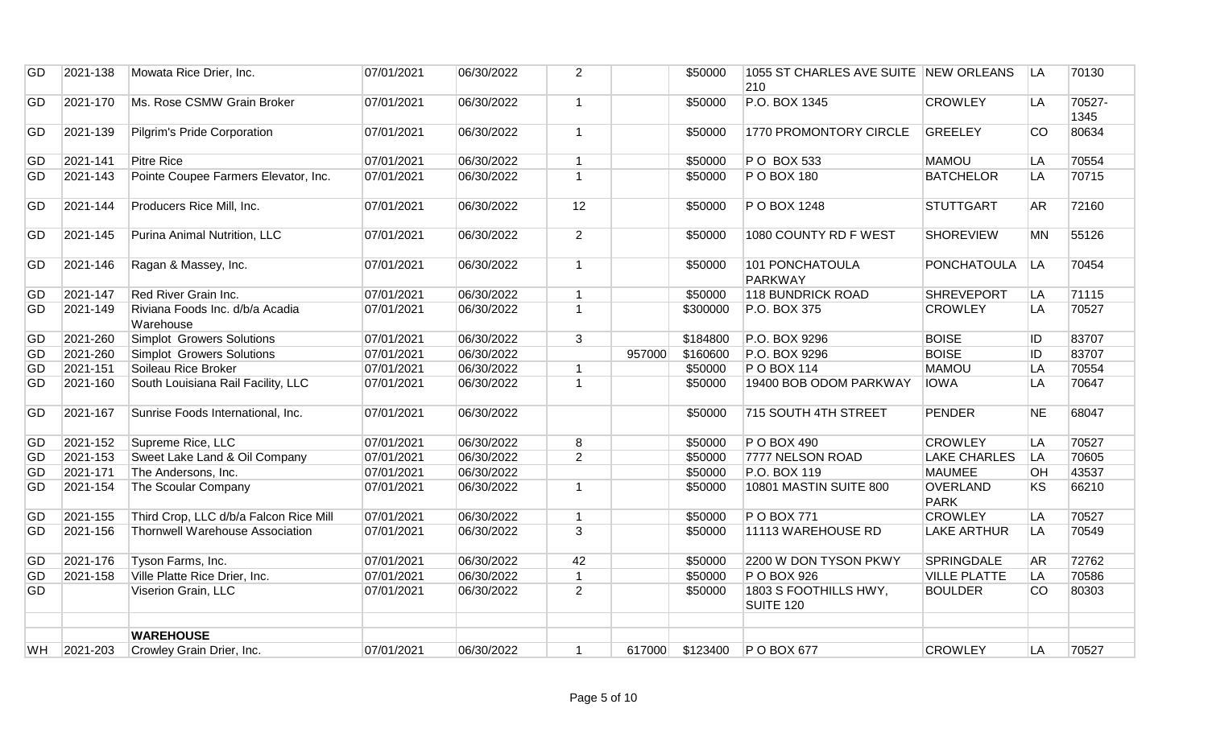| | | | | | | | | | | | |
|---|---|---|---|---|---|---|---|---|---|---|---|
| GD | 2021-138 | Mowata Rice Drier, Inc. | 07/01/2021 | 06/30/2022 | 2 | | $50000 | 1055 ST CHARLES AVE SUITE 210 | NEW ORLEANS | LA | 70130 |
| GD | 2021-170 | Ms. Rose CSMW Grain Broker | 07/01/2021 | 06/30/2022 | 1 | | $50000 | P.O. BOX 1345 | CROWLEY | LA | 70527-1345 |
| GD | 2021-139 | Pilgrim's Pride Corporation | 07/01/2021 | 06/30/2022 | 1 | | $50000 | 1770 PROMONTORY CIRCLE | GREELEY | CO | 80634 |
| GD | 2021-141 | Pitre Rice | 07/01/2021 | 06/30/2022 | 1 | | $50000 | P O BOX 533 | MAMOU | LA | 70554 |
| GD | 2021-143 | Pointe Coupee Farmers Elevator, Inc. | 07/01/2021 | 06/30/2022 | 1 | | $50000 | P O BOX 180 | BATCHELOR | LA | 70715 |
| GD | 2021-144 | Producers Rice Mill, Inc. | 07/01/2021 | 06/30/2022 | 12 | | $50000 | P O BOX 1248 | STUTTGART | AR | 72160 |
| GD | 2021-145 | Purina Animal Nutrition, LLC | 07/01/2021 | 06/30/2022 | 2 | | $50000 | 1080 COUNTY RD F WEST | SHOREVIEW | MN | 55126 |
| GD | 2021-146 | Ragan & Massey, Inc. | 07/01/2021 | 06/30/2022 | 1 | | $50000 | 101 PONCHATOULA PARKWAY | PONCHATOULA | LA | 70454 |
| GD | 2021-147 | Red River Grain Inc. | 07/01/2021 | 06/30/2022 | 1 | | $50000 | 118 BUNDRICK ROAD | SHREVEPORT | LA | 71115 |
| GD | 2021-149 | Riviana Foods Inc. d/b/a Acadia Warehouse | 07/01/2021 | 06/30/2022 | 1 | | $300000 | P.O. BOX 375 | CROWLEY | LA | 70527 |
| GD | 2021-260 | Simplot Growers Solutions | 07/01/2021 | 06/30/2022 | 3 | | $184800 | P.O. BOX 9296 | BOISE | ID | 83707 |
| GD | 2021-260 | Simplot Growers Solutions | 07/01/2021 | 06/30/2022 | | 957000 | $160600 | P.O. BOX 9296 | BOISE | ID | 83707 |
| GD | 2021-151 | Soileau Rice Broker | 07/01/2021 | 06/30/2022 | 1 | | $50000 | P O BOX 114 | MAMOU | LA | 70554 |
| GD | 2021-160 | South Louisiana Rail Facility, LLC | 07/01/2021 | 06/30/2022 | 1 | | $50000 | 19400 BOB ODOM PARKWAY | IOWA | LA | 70647 |
| GD | 2021-167 | Sunrise Foods International, Inc. | 07/01/2021 | 06/30/2022 | | | $50000 | 715 SOUTH 4TH STREET | PENDER | NE | 68047 |
| GD | 2021-152 | Supreme Rice, LLC | 07/01/2021 | 06/30/2022 | 8 | | $50000 | P O BOX 490 | CROWLEY | LA | 70527 |
| GD | 2021-153 | Sweet Lake Land & Oil Company | 07/01/2021 | 06/30/2022 | 2 | | $50000 | 7777 NELSON ROAD | LAKE CHARLES | LA | 70605 |
| GD | 2021-171 | The Andersons, Inc. | 07/01/2021 | 06/30/2022 | | | $50000 | P.O. BOX 119 | MAUMEE | OH | 43537 |
| GD | 2021-154 | The Scoular Company | 07/01/2021 | 06/30/2022 | 1 | | $50000 | 10801 MASTIN SUITE 800 | OVERLAND PARK | KS | 66210 |
| GD | 2021-155 | Third Crop, LLC d/b/a Falcon Rice Mill | 07/01/2021 | 06/30/2022 | 1 | | $50000 | P O BOX 771 | CROWLEY | LA | 70527 |
| GD | 2021-156 | Thornwell Warehouse Association | 07/01/2021 | 06/30/2022 | 3 | | $50000 | 11113 WAREHOUSE RD | LAKE ARTHUR | LA | 70549 |
| GD | 2021-176 | Tyson Farms, Inc. | 07/01/2021 | 06/30/2022 | 42 | | $50000 | 2200 W DON TYSON PKWY | SPRINGDALE | AR | 72762 |
| GD | 2021-158 | Ville Platte Rice Drier, Inc. | 07/01/2021 | 06/30/2022 | 1 | | $50000 | P O BOX 926 | VILLE PLATTE | LA | 70586 |
| GD | | Viserion Grain, LLC | 07/01/2021 | 06/30/2022 | 2 | | $50000 | 1803 S FOOTHILLS HWY, SUITE 120 | BOULDER | CO | 80303 |
| | | | | | | | | | | | |
| | | **WAREHOUSE** | | | | | | | | | |
| WH | 2021-203 | Crowley Grain Drier, Inc. | 07/01/2021 | 06/30/2022 | 1 | 617000 | $123400 | P O BOX 677 | CROWLEY | LA | 70527 |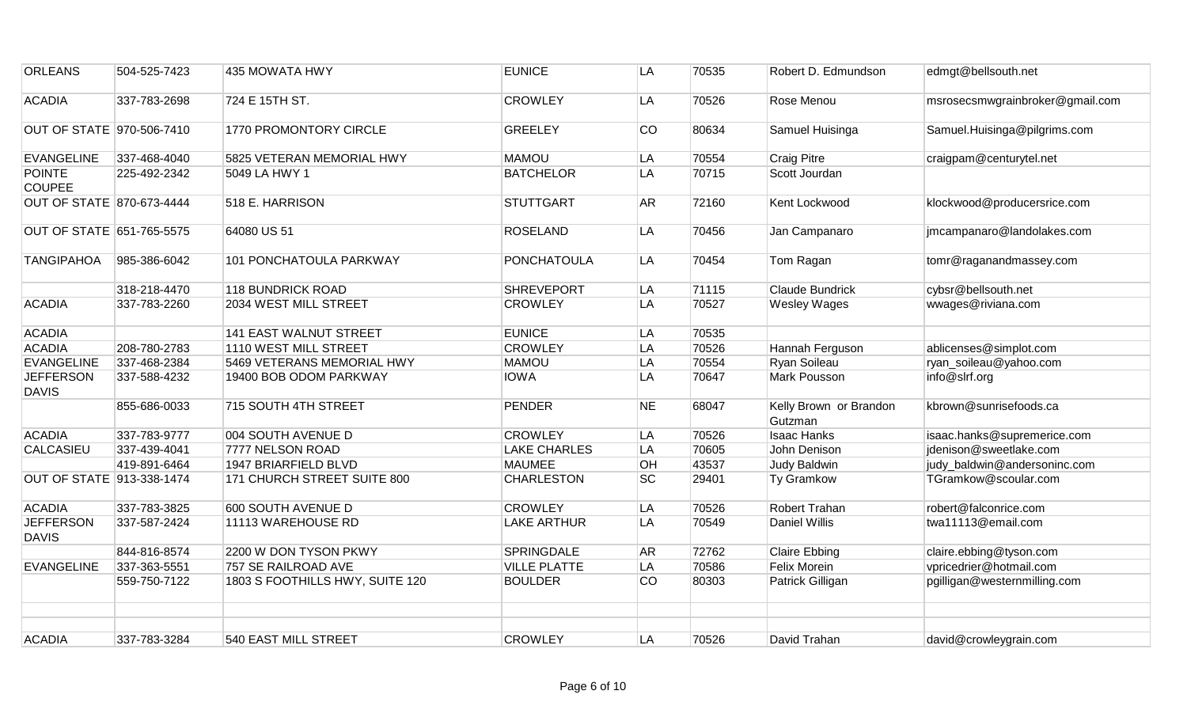| | | | | | | | |
|---|---|---|---|---|---|---|---|
| ORLEANS | 504-525-7423 | 435 MOWATA HWY | EUNICE | LA | 70535 | Robert D. Edmundson | edmgt@bellsouth.net |
| ACADIA | 337-783-2698 | 724 E 15TH ST. | CROWLEY | LA | 70526 | Rose Menou | msrosecsmwgrainbroker@gmail.com |
| OUT OF STATE | 970-506-7410 | 1770 PROMONTORY CIRCLE | GREELEY | CO | 80634 | Samuel Huisinga | Samuel.Huisinga@pilgrims.com |
| EVANGELINE | 337-468-4040 | 5825 VETERAN MEMORIAL HWY | MAMOU | LA | 70554 | Craig Pitre | craigpam@centurytel.net |
| POINTE COUPEE | 225-492-2342 | 5049 LA HWY 1 | BATCHELOR | LA | 70715 | Scott Jourdan | |
| OUT OF STATE | 870-673-4444 | 518 E. HARRISON | STUTTGART | AR | 72160 | Kent Lockwood | klockwood@producersrice.com |
| OUT OF STATE | 651-765-5575 | 64080 US 51 | ROSELAND | LA | 70456 | Jan Campanaro | jmcampanaro@landolakes.com |
| TANGIPAHOA | 985-386-6042 | 101 PONCHATOULA PARKWAY | PONCHATOULA | LA | 70454 | Tom Ragan | tomr@raganandmassey.com |
| | 318-218-4470 | 118 BUNDRICK ROAD | SHREVEPORT | LA | 71115 | Claude Bundrick | cybsr@bellsouth.net |
| ACADIA | 337-783-2260 | 2034 WEST MILL STREET | CROWLEY | LA | 70527 | Wesley Wages | wwages@riviana.com |
| ACADIA | | 141 EAST WALNUT STREET | EUNICE | LA | 70535 | | |
| ACADIA | 208-780-2783 | 1110 WEST MILL STREET | CROWLEY | LA | 70526 | Hannah Ferguson | ablicenses@simplot.com |
| EVANGELINE | 337-468-2384 | 5469 VETERANS MEMORIAL HWY | MAMOU | LA | 70554 | Ryan Soileau | ryan_soileau@yahoo.com |
| JEFFERSON DAVIS | 337-588-4232 | 19400 BOB ODOM PARKWAY | IOWA | LA | 70647 | Mark Pousson | info@slrf.org |
| | 855-686-0033 | 715 SOUTH 4TH STREET | PENDER | NE | 68047 | Kelly Brown or Brandon Gutzman | kbrown@sunrisefoods.ca |
| ACADIA | 337-783-9777 | 004 SOUTH AVENUE D | CROWLEY | LA | 70526 | Isaac Hanks | isaac.hanks@supremerice.com |
| CALCASIEU | 337-439-4041 | 7777 NELSON ROAD | LAKE CHARLES | LA | 70605 | John Denison | jdenison@sweetlake.com |
| | 419-891-6464 | 1947 BRIARFIELD BLVD | MAUMEE | OH | 43537 | Judy Baldwin | judy_baldwin@andersoninc.com |
| OUT OF STATE | 913-338-1474 | 171 CHURCH STREET SUITE 800 | CHARLESTON | SC | 29401 | Ty Gramkow | TGramkow@scoular.com |
| ACADIA | 337-783-3825 | 600 SOUTH AVENUE D | CROWLEY | LA | 70526 | Robert Trahan | robert@falconrice.com |
| JEFFERSON DAVIS | 337-587-2424 | 11113 WAREHOUSE RD | LAKE ARTHUR | LA | 70549 | Daniel Willis | twa11113@email.com |
| | 844-816-8574 | 2200 W DON TYSON PKWY | SPRINGDALE | AR | 72762 | Claire Ebbing | claire.ebbing@tyson.com |
| EVANGELINE | 337-363-5551 | 757 SE RAILROAD AVE | VILLE PLATTE | LA | 70586 | Felix Morein | vpricedrier@hotmail.com |
| | 559-750-7122 | 1803 S FOOTHILLS HWY, SUITE 120 | BOULDER | CO | 80303 | Patrick Gilligan | pgilligan@westernmilling.com |
| | | | | | | | |
| | | | | | | | |
| ACADIA | 337-783-3284 | 540 EAST MILL STREET | CROWLEY | LA | 70526 | David Trahan | david@crowleygrain.com |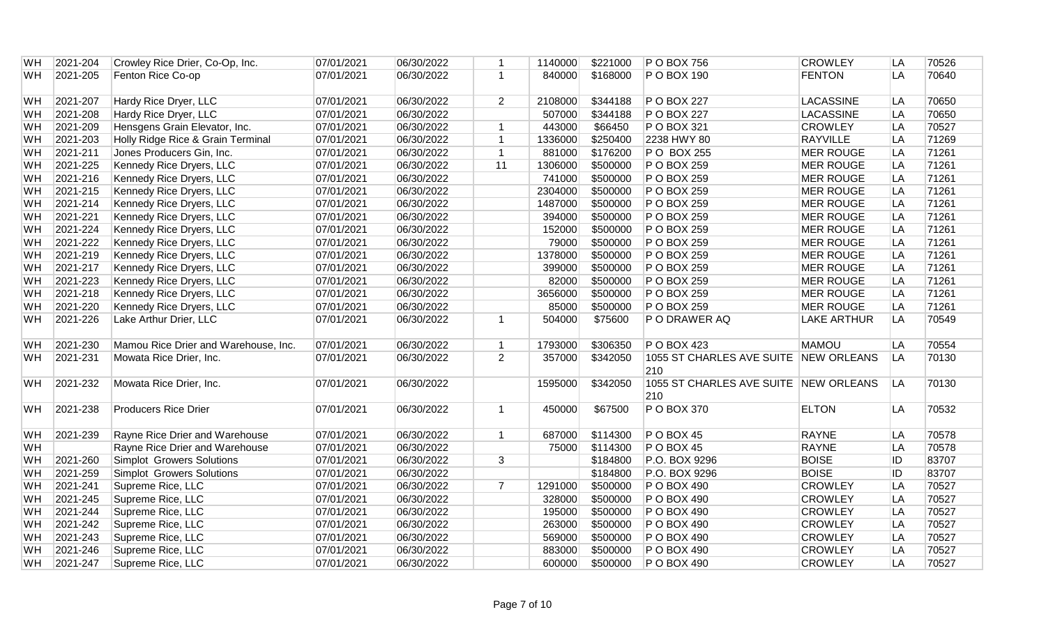| | | | | | | | | | | | |
|---|---|---|---|---|---|---|---|---|---|---|---|
| WH | 2021-204 | Crowley Rice Drier, Co-Op, Inc. | 07/01/2021 | 06/30/2022 | 1 | 1140000 | $221000 | P O BOX 756 | CROWLEY | LA | 70526 |
| WH | 2021-205 | Fenton Rice Co-op | 07/01/2021 | 06/30/2022 | 1 | 840000 | $168000 | P O BOX 190 | FENTON | LA | 70640 |
| WH | 2021-207 | Hardy Rice Dryer, LLC | 07/01/2021 | 06/30/2022 | 2 | 2108000 | $344188 | P O BOX 227 | LACASSINE | LA | 70650 |
| WH | 2021-208 | Hardy Rice Dryer, LLC | 07/01/2021 | 06/30/2022 | | 507000 | $344188 | P O BOX 227 | LACASSINE | LA | 70650 |
| WH | 2021-209 | Hensgens Grain Elevator, Inc. | 07/01/2021 | 06/30/2022 | 1 | 443000 | $66450 | P O BOX 321 | CROWLEY | LA | 70527 |
| WH | 2021-203 | Holly Ridge Rice & Grain Terminal | 07/01/2021 | 06/30/2022 | 1 | 1336000 | $250400 | 2238 HWY 80 | RAYVILLE | LA | 71269 |
| WH | 2021-211 | Jones Producers Gin, Inc. | 07/01/2021 | 06/30/2022 | 1 | 881000 | $176200 | P O BOX 255 | MER ROUGE | LA | 71261 |
| WH | 2021-225 | Kennedy Rice Dryers, LLC | 07/01/2021 | 06/30/2022 | 11 | 1306000 | $500000 | P O BOX 259 | MER ROUGE | LA | 71261 |
| WH | 2021-216 | Kennedy Rice Dryers, LLC | 07/01/2021 | 06/30/2022 | | 741000 | $500000 | P O BOX 259 | MER ROUGE | LA | 71261 |
| WH | 2021-215 | Kennedy Rice Dryers, LLC | 07/01/2021 | 06/30/2022 | | 2304000 | $500000 | P O BOX 259 | MER ROUGE | LA | 71261 |
| WH | 2021-214 | Kennedy Rice Dryers, LLC | 07/01/2021 | 06/30/2022 | | 1487000 | $500000 | P O BOX 259 | MER ROUGE | LA | 71261 |
| WH | 2021-221 | Kennedy Rice Dryers, LLC | 07/01/2021 | 06/30/2022 | | 394000 | $500000 | P O BOX 259 | MER ROUGE | LA | 71261 |
| WH | 2021-224 | Kennedy Rice Dryers, LLC | 07/01/2021 | 06/30/2022 | | 152000 | $500000 | P O BOX 259 | MER ROUGE | LA | 71261 |
| WH | 2021-222 | Kennedy Rice Dryers, LLC | 07/01/2021 | 06/30/2022 | | 79000 | $500000 | P O BOX 259 | MER ROUGE | LA | 71261 |
| WH | 2021-219 | Kennedy Rice Dryers, LLC | 07/01/2021 | 06/30/2022 | | 1378000 | $500000 | P O BOX 259 | MER ROUGE | LA | 71261 |
| WH | 2021-217 | Kennedy Rice Dryers, LLC | 07/01/2021 | 06/30/2022 | | 399000 | $500000 | P O BOX 259 | MER ROUGE | LA | 71261 |
| WH | 2021-223 | Kennedy Rice Dryers, LLC | 07/01/2021 | 06/30/2022 | | 82000 | $500000 | P O BOX 259 | MER ROUGE | LA | 71261 |
| WH | 2021-218 | Kennedy Rice Dryers, LLC | 07/01/2021 | 06/30/2022 | | 3656000 | $500000 | P O BOX 259 | MER ROUGE | LA | 71261 |
| WH | 2021-220 | Kennedy Rice Dryers, LLC | 07/01/2021 | 06/30/2022 | | 85000 | $500000 | P O BOX 259 | MER ROUGE | LA | 71261 |
| WH | 2021-226 | Lake Arthur Drier, LLC | 07/01/2021 | 06/30/2022 | 1 | 504000 | $75600 | P O DRAWER AQ | LAKE ARTHUR | LA | 70549 |
| WH | 2021-230 | Mamou Rice Drier and Warehouse, Inc. | 07/01/2021 | 06/30/2022 | 1 | 1793000 | $306350 | P O BOX 423 | MAMOU | LA | 70554 |
| WH | 2021-231 | Mowata Rice Drier, Inc. | 07/01/2021 | 06/30/2022 | 2 | 357000 | $342050 | 1055 ST CHARLES AVE SUITE 210 | NEW ORLEANS | LA | 70130 |
| WH | 2021-232 | Mowata Rice Drier, Inc. | 07/01/2021 | 06/30/2022 | | 1595000 | $342050 | 1055 ST CHARLES AVE SUITE 210 | NEW ORLEANS | LA | 70130 |
| WH | 2021-238 | Producers Rice Drier | 07/01/2021 | 06/30/2022 | 1 | 450000 | $67500 | P O BOX 370 | ELTON | LA | 70532 |
| WH | 2021-239 | Rayne Rice Drier and Warehouse | 07/01/2021 | 06/30/2022 | 1 | 687000 | $114300 | P O BOX 45 | RAYNE | LA | 70578 |
| WH | | Rayne Rice Drier and Warehouse | 07/01/2021 | 06/30/2022 | | 75000 | $114300 | P O BOX 45 | RAYNE | LA | 70578 |
| WH | 2021-260 | Simplot Growers Solutions | 07/01/2021 | 06/30/2022 | 3 | | $184800 | P.O. BOX 9296 | BOISE | ID | 83707 |
| WH | 2021-259 | Simplot Growers Solutions | 07/01/2021 | 06/30/2022 | | | $184800 | P.O. BOX 9296 | BOISE | ID | 83707 |
| WH | 2021-241 | Supreme Rice, LLC | 07/01/2021 | 06/30/2022 | 7 | 1291000 | $500000 | P O BOX 490 | CROWLEY | LA | 70527 |
| WH | 2021-245 | Supreme Rice, LLC | 07/01/2021 | 06/30/2022 | | 328000 | $500000 | P O BOX 490 | CROWLEY | LA | 70527 |
| WH | 2021-244 | Supreme Rice, LLC | 07/01/2021 | 06/30/2022 | | 195000 | $500000 | P O BOX 490 | CROWLEY | LA | 70527 |
| WH | 2021-242 | Supreme Rice, LLC | 07/01/2021 | 06/30/2022 | | 263000 | $500000 | P O BOX 490 | CROWLEY | LA | 70527 |
| WH | 2021-243 | Supreme Rice, LLC | 07/01/2021 | 06/30/2022 | | 569000 | $500000 | P O BOX 490 | CROWLEY | LA | 70527 |
| WH | 2021-246 | Supreme Rice, LLC | 07/01/2021 | 06/30/2022 | | 883000 | $500000 | P O BOX 490 | CROWLEY | LA | 70527 |
| WH | 2021-247 | Supreme Rice, LLC | 07/01/2021 | 06/30/2022 | | 600000 | $500000 | P O BOX 490 | CROWLEY | LA | 70527 |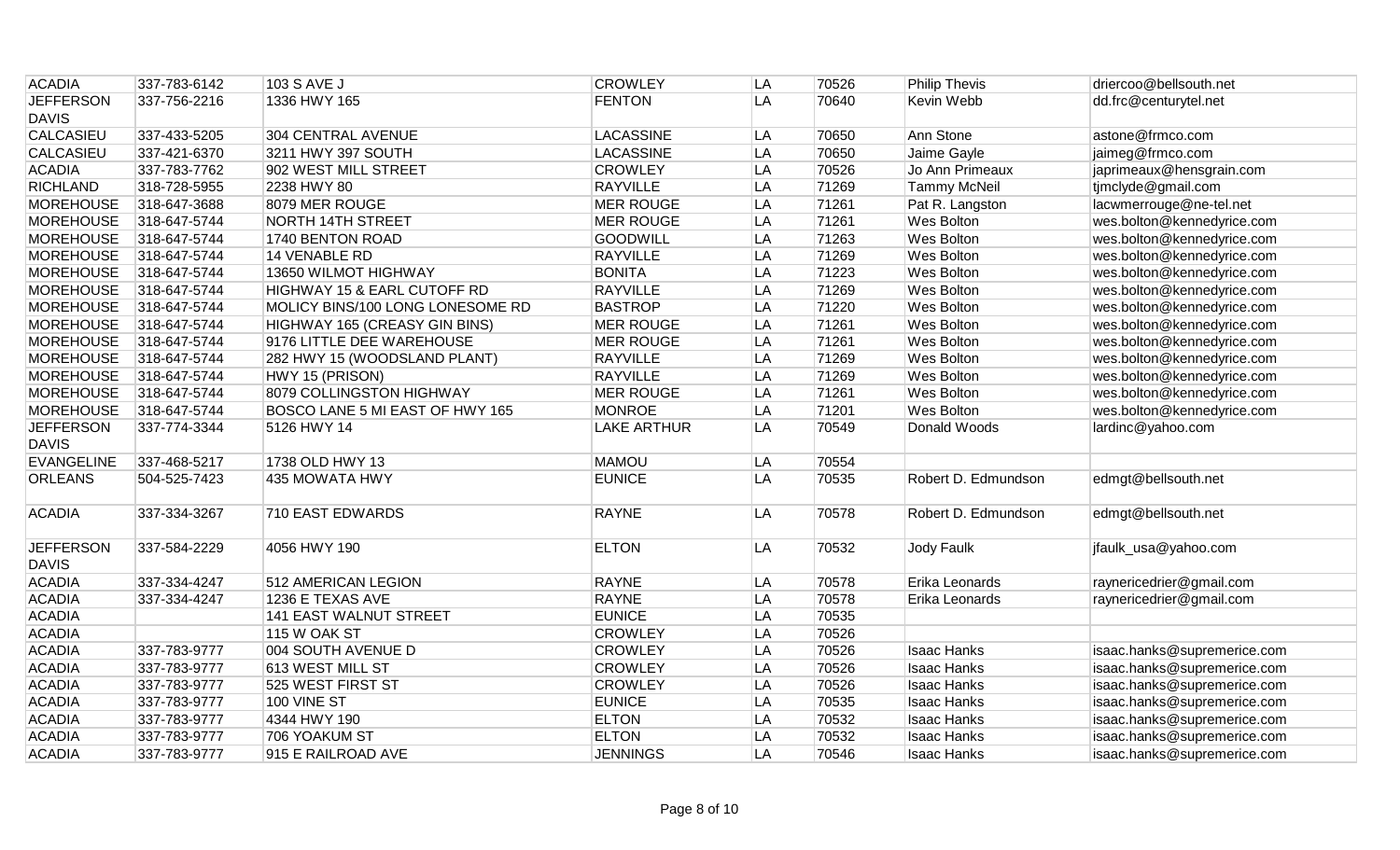| ACADIA | 337-783-6142 | 103 S AVE J | CROWLEY | LA | 70526 | Philip Thevis | driercoo@bellsouth.net |
|---|---|---|---|---|---|---|---|
| JEFFERSON DAVIS | 337-756-2216 | 1336 HWY 165 | FENTON | LA | 70640 | Kevin Webb | dd.frc@centurytel.net |
| CALCASIEU | 337-433-5205 | 304 CENTRAL AVENUE | LACASSINE | LA | 70650 | Ann Stone | astone@frmco.com |
| CALCASIEU | 337-421-6370 | 3211 HWY 397 SOUTH | LACASSINE | LA | 70650 | Jaime Gayle | jaimeg@frmco.com |
| ACADIA | 337-783-7762 | 902 WEST MILL STREET | CROWLEY | LA | 70526 | Jo Ann Primeaux | japrimeaux@hensgrain.com |
| RICHLAND | 318-728-5955 | 2238 HWY 80 | RAYVILLE | LA | 71269 | Tammy McNeil | tjmclyde@gmail.com |
| MOREHOUSE | 318-647-3688 | 8079 MER ROUGE | MER ROUGE | LA | 71261 | Pat R. Langston | lacwmerrouge@ne-tel.net |
| MOREHOUSE | 318-647-5744 | NORTH 14TH STREET | MER ROUGE | LA | 71261 | Wes Bolton | wes.bolton@kennedyrice.com |
| MOREHOUSE | 318-647-5744 | 1740 BENTON ROAD | GOODWILL | LA | 71263 | Wes Bolton | wes.bolton@kennedyrice.com |
| MOREHOUSE | 318-647-5744 | 14 VENABLE RD | RAYVILLE | LA | 71269 | Wes Bolton | wes.bolton@kennedyrice.com |
| MOREHOUSE | 318-647-5744 | 13650 WILMOT HIGHWAY | BONITA | LA | 71223 | Wes Bolton | wes.bolton@kennedyrice.com |
| MOREHOUSE | 318-647-5744 | HIGHWAY 15 & EARL CUTOFF RD | RAYVILLE | LA | 71269 | Wes Bolton | wes.bolton@kennedyrice.com |
| MOREHOUSE | 318-647-5744 | MOLICY BINS/100 LONG LONESOME RD | BASTROP | LA | 71220 | Wes Bolton | wes.bolton@kennedyrice.com |
| MOREHOUSE | 318-647-5744 | HIGHWAY 165 (CREASY GIN BINS) | MER ROUGE | LA | 71261 | Wes Bolton | wes.bolton@kennedyrice.com |
| MOREHOUSE | 318-647-5744 | 9176 LITTLE DEE WAREHOUSE | MER ROUGE | LA | 71261 | Wes Bolton | wes.bolton@kennedyrice.com |
| MOREHOUSE | 318-647-5744 | 282 HWY 15 (WOODSLAND PLANT) | RAYVILLE | LA | 71269 | Wes Bolton | wes.bolton@kennedyrice.com |
| MOREHOUSE | 318-647-5744 | HWY 15 (PRISON) | RAYVILLE | LA | 71269 | Wes Bolton | wes.bolton@kennedyrice.com |
| MOREHOUSE | 318-647-5744 | 8079 COLLINGSTON HIGHWAY | MER ROUGE | LA | 71261 | Wes Bolton | wes.bolton@kennedyrice.com |
| MOREHOUSE | 318-647-5744 | BOSCO LANE 5 MI EAST OF HWY 165 | MONROE | LA | 71201 | Wes Bolton | wes.bolton@kennedyrice.com |
| JEFFERSON DAVIS | 337-774-3344 | 5126 HWY 14 | LAKE ARTHUR | LA | 70549 | Donald Woods | lardinc@yahoo.com |
| EVANGELINE | 337-468-5217 | 1738 OLD HWY 13 | MAMOU | LA | 70554 | | |
| ORLEANS | 504-525-7423 | 435 MOWATA HWY | EUNICE | LA | 70535 | Robert D. Edmundson | edmgt@bellsouth.net |
| ACADIA | 337-334-3267 | 710 EAST EDWARDS | RAYNE | LA | 70578 | Robert D. Edmundson | edmgt@bellsouth.net |
| JEFFERSON DAVIS | 337-584-2229 | 4056 HWY 190 | ELTON | LA | 70532 | Jody Faulk | jfaulk_usa@yahoo.com |
| ACADIA | 337-334-4247 | 512 AMERICAN LEGION | RAYNE | LA | 70578 | Erika Leonards | raynericedrier@gmail.com |
| ACADIA | 337-334-4247 | 1236 E TEXAS AVE | RAYNE | LA | 70578 | Erika Leonards | raynericedrier@gmail.com |
| ACADIA | | 141 EAST WALNUT STREET | EUNICE | LA | 70535 | | |
| ACADIA | | 115 W OAK ST | CROWLEY | LA | 70526 | | |
| ACADIA | 337-783-9777 | 004 SOUTH AVENUE D | CROWLEY | LA | 70526 | Isaac Hanks | isaac.hanks@supremerice.com |
| ACADIA | 337-783-9777 | 613 WEST MILL ST | CROWLEY | LA | 70526 | Isaac Hanks | isaac.hanks@supremerice.com |
| ACADIA | 337-783-9777 | 525 WEST FIRST ST | CROWLEY | LA | 70526 | Isaac Hanks | isaac.hanks@supremerice.com |
| ACADIA | 337-783-9777 | 100 VINE ST | EUNICE | LA | 70535 | Isaac Hanks | isaac.hanks@supremerice.com |
| ACADIA | 337-783-9777 | 4344 HWY 190 | ELTON | LA | 70532 | Isaac Hanks | isaac.hanks@supremerice.com |
| ACADIA | 337-783-9777 | 706 YOAKUM ST | ELTON | LA | 70532 | Isaac Hanks | isaac.hanks@supremerice.com |
| ACADIA | 337-783-9777 | 915 E RAILROAD AVE | JENNINGS | LA | 70546 | Isaac Hanks | isaac.hanks@supremerice.com |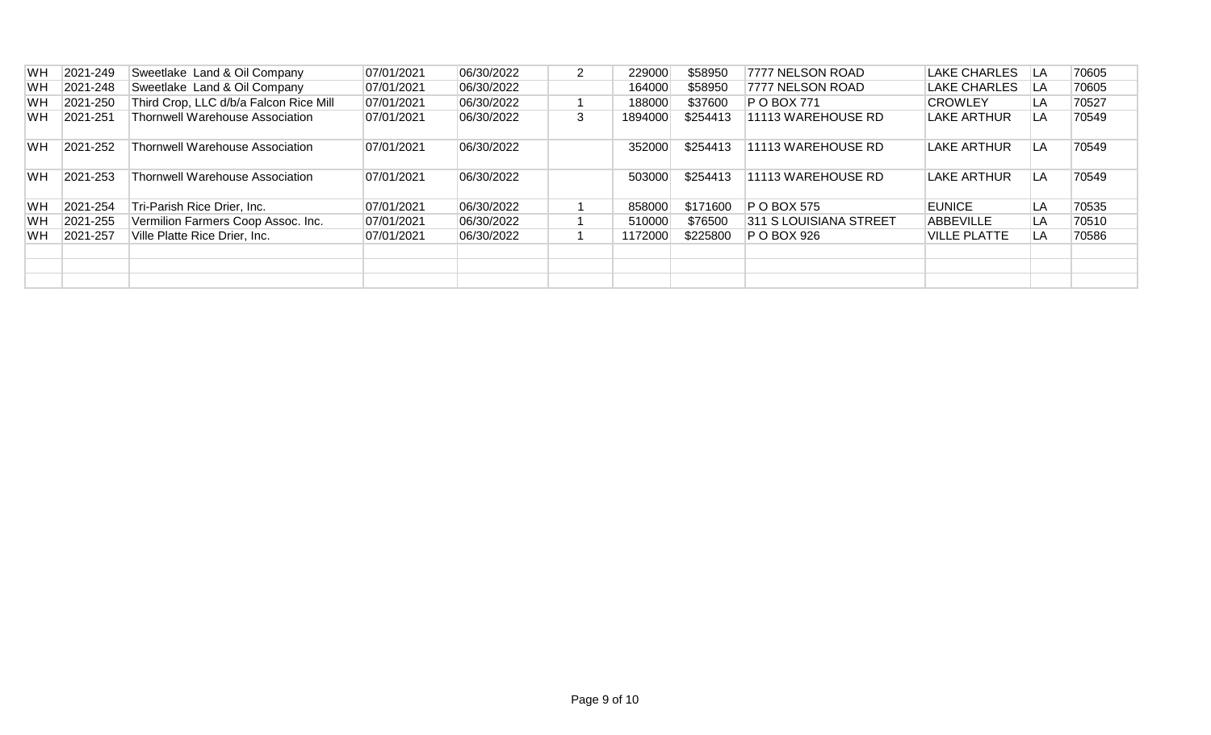| | | | | | | | | | | | |
|---|---|---|---|---|---|---|---|---|---|---|---|
| WH | 2021-249 | Sweetlake Land & Oil Company | 07/01/2021 | 06/30/2022 | 2 | 229000 | $58950 | 7777 NELSON ROAD | LAKE CHARLES | LA | 70605 |
| WH | 2021-248 | Sweetlake Land & Oil Company | 07/01/2021 | 06/30/2022 | | 164000 | $58950 | 7777 NELSON ROAD | LAKE CHARLES | LA | 70605 |
| WH | 2021-250 | Third Crop, LLC d/b/a Falcon Rice Mill | 07/01/2021 | 06/30/2022 | 1 | 188000 | $37600 | P O BOX 771 | CROWLEY | LA | 70527 |
| WH | 2021-251 | Thornwell Warehouse Association | 07/01/2021 | 06/30/2022 | 3 | 1894000 | $254413 | 11113 WAREHOUSE RD | LAKE ARTHUR | LA | 70549 |
| WH | 2021-252 | Thornwell Warehouse Association | 07/01/2021 | 06/30/2022 | | 352000 | $254413 | 11113 WAREHOUSE RD | LAKE ARTHUR | LA | 70549 |
| WH | 2021-253 | Thornwell Warehouse Association | 07/01/2021 | 06/30/2022 | | 503000 | $254413 | 11113 WAREHOUSE RD | LAKE ARTHUR | LA | 70549 |
| WH | 2021-254 | Tri-Parish Rice Drier, Inc. | 07/01/2021 | 06/30/2022 | 1 | 858000 | $171600 | P O BOX 575 | EUNICE | LA | 70535 |
| WH | 2021-255 | Vermilion Farmers Coop Assoc. Inc. | 07/01/2021 | 06/30/2022 | 1 | 510000 | $76500 | 311 S LOUISIANA STREET | ABBEVILLE | LA | 70510 |
| WH | 2021-257 | Ville Platte Rice Drier, Inc. | 07/01/2021 | 06/30/2022 | 1 | 1172000 | $225800 | P O BOX 926 | VILLE PLATTE | LA | 70586 |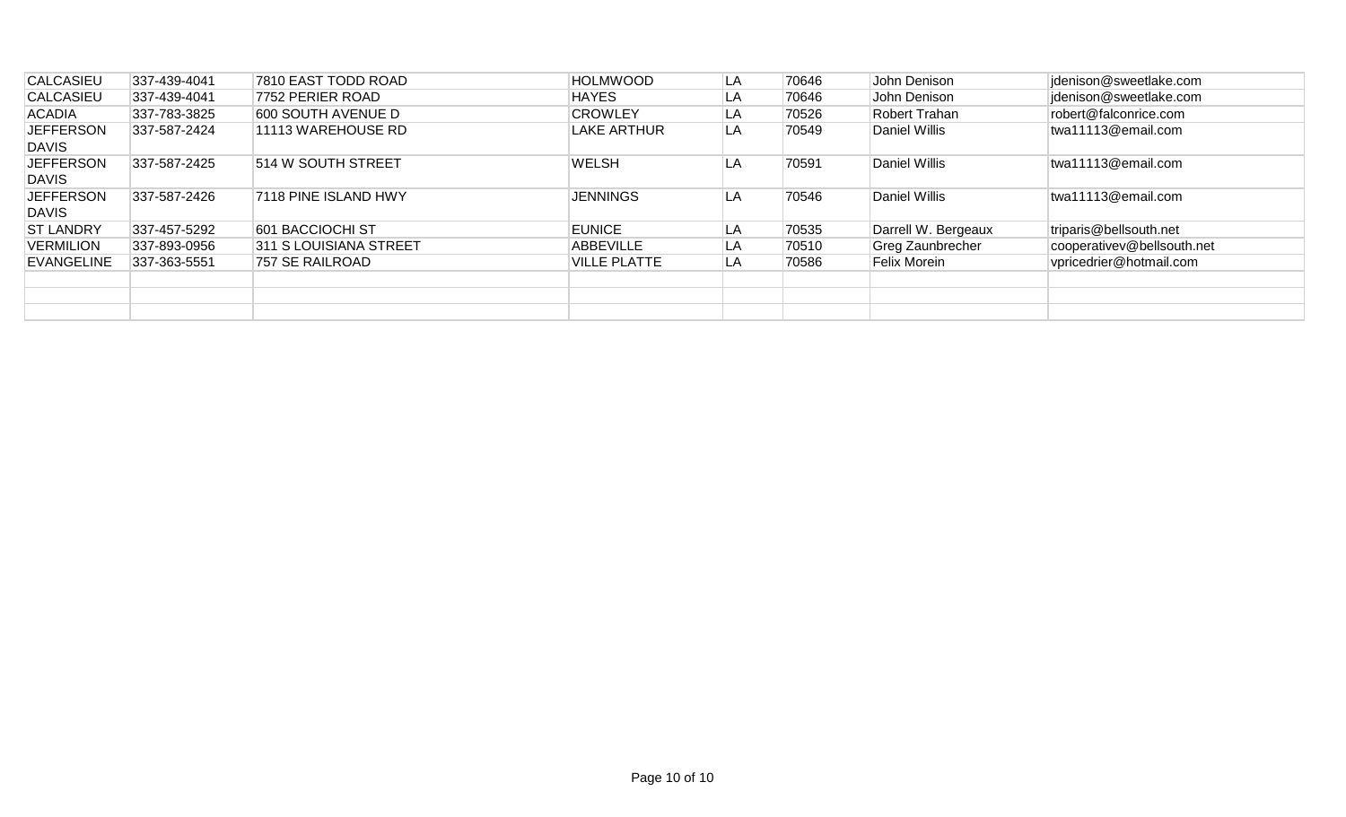| | | | | | | | |
|---|---|---|---|---|---|---|---|
| CALCASIEU | 337-439-4041 | 7810 EAST TODD ROAD | HOLMWOOD | LA | 70646 | John Denison | jdenison@sweetlake.com |
| CALCASIEU | 337-439-4041 | 7752 PERIER ROAD | HAYES | LA | 70646 | John Denison | jdenison@sweetlake.com |
| ACADIA | 337-783-3825 | 600 SOUTH AVENUE D | CROWLEY | LA | 70526 | Robert Trahan | robert@falconrice.com |
| JEFFERSON DAVIS | 337-587-2424 | 11113 WAREHOUSE RD | LAKE ARTHUR | LA | 70549 | Daniel Willis | twa11113@email.com |
| JEFFERSON DAVIS | 337-587-2425 | 514 W SOUTH STREET | WELSH | LA | 70591 | Daniel Willis | twa11113@email.com |
| JEFFERSON DAVIS | 337-587-2426 | 7118 PINE ISLAND HWY | JENNINGS | LA | 70546 | Daniel Willis | twa11113@email.com |
| ST LANDRY | 337-457-5292 | 601 BACCIOCHI ST | EUNICE | LA | 70535 | Darrell W. Bergeaux | triparis@bellsouth.net |
| VERMILION | 337-893-0956 | 311 S LOUISIANA STREET | ABBEVILLE | LA | 70510 | Greg Zaunbrecher | cooperativev@bellsouth.net |
| EVANGELINE | 337-363-5551 | 757 SE RAILROAD | VILLE PLATTE | LA | 70586 | Felix Morein | vpricedrier@hotmail.com |
| | | | | | | | |
| | | | | | | | |
| | | | | | | | |